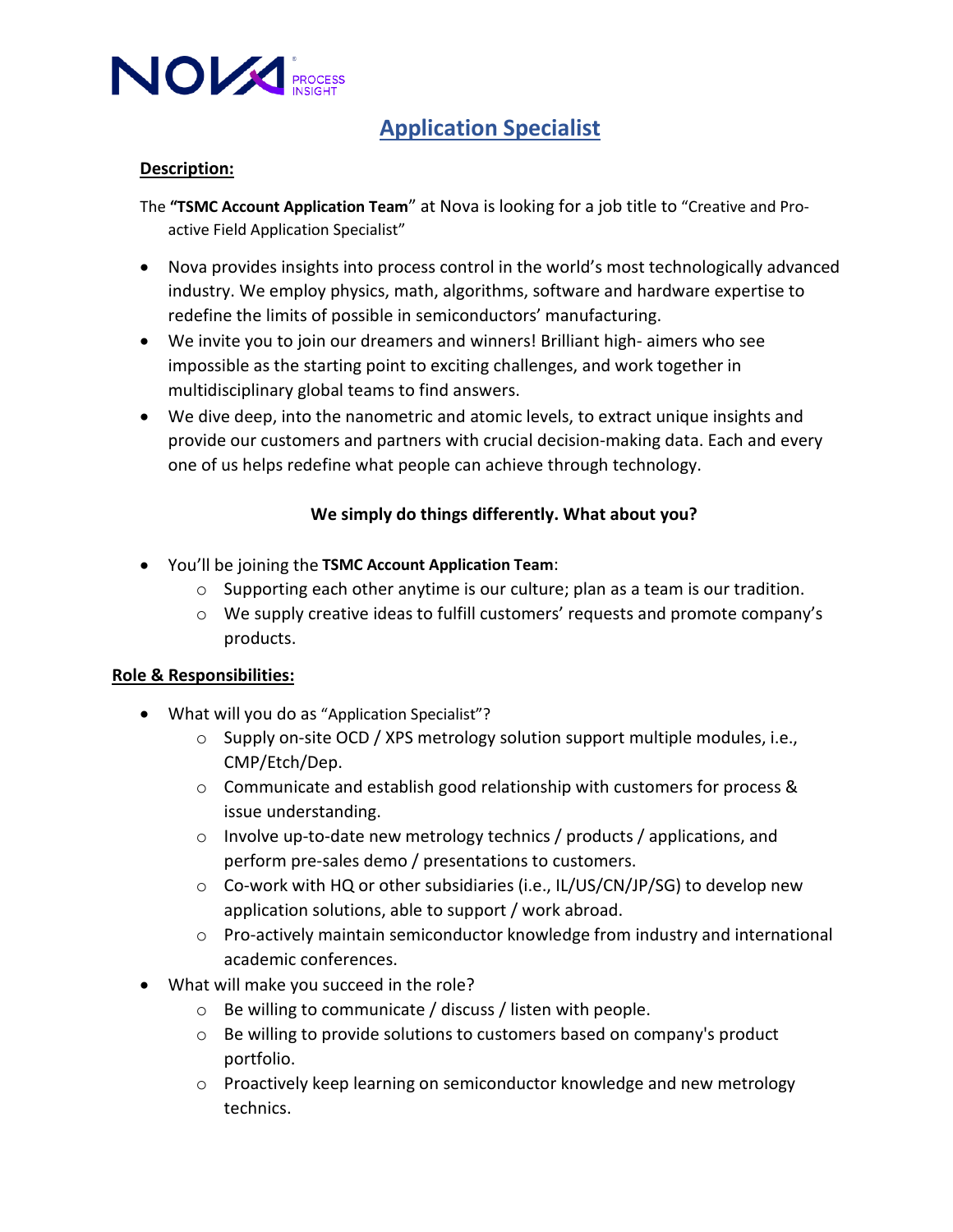# Application Specialist

**Description:**

The **"TSMC Account Application Team**" at Nova is looking for a job title to "Creative and Pro-active Field Application Specialist"

- Nova provides insights into process control in the world's most technologically advanced industry. We employ physics, math, algorithms, software and hardware expertise to redefine the limits of possible in semiconductors' manufacturing.
- We invite you to join our dreamers and winners! Brilliant high- aimers who see impossible as the starting point to exciting challenges, and work together in multidisciplinary global teams to find answers.
- We dive deep, into the nanometric and atomic levels, to extract unique insights and provide our customers and partners with crucial decision-making data. Each and every one of us helps redefine what people can achieve through technology.

**We simply do things differently. What about you?**

- You'll be joining the **TSMC Account Application Team**:
  - Supporting each other anytime is our culture; plan as a team is our tradition.
  - We supply creative ideas to fulfill customers' requests and promote company's products.

**Role & Responsibilities:**

- What will you do as "Application Specialist"?
  - Supply on-site OCD / XPS metrology solution support multiple modules, i.e., CMP/Etch/Dep.
  - Communicate and establish good relationship with customers for process & issue understanding.
  - Involve up-to-date new metrology technics / products / applications, and perform pre-sales demo / presentations to customers.
  - Co-work with HQ or other subsidiaries (i.e., IL/US/CN/JP/SG) to develop new application solutions, able to support / work abroad.
  - Pro-actively maintain semiconductor knowledge from industry and international academic conferences.
- What will make you succeed in the role?
  - Be willing to communicate / discuss / listen with people.
  - Be willing to provide solutions to customers based on company's product portfolio.
  - Proactively keep learning on semiconductor knowledge and new metrology technics.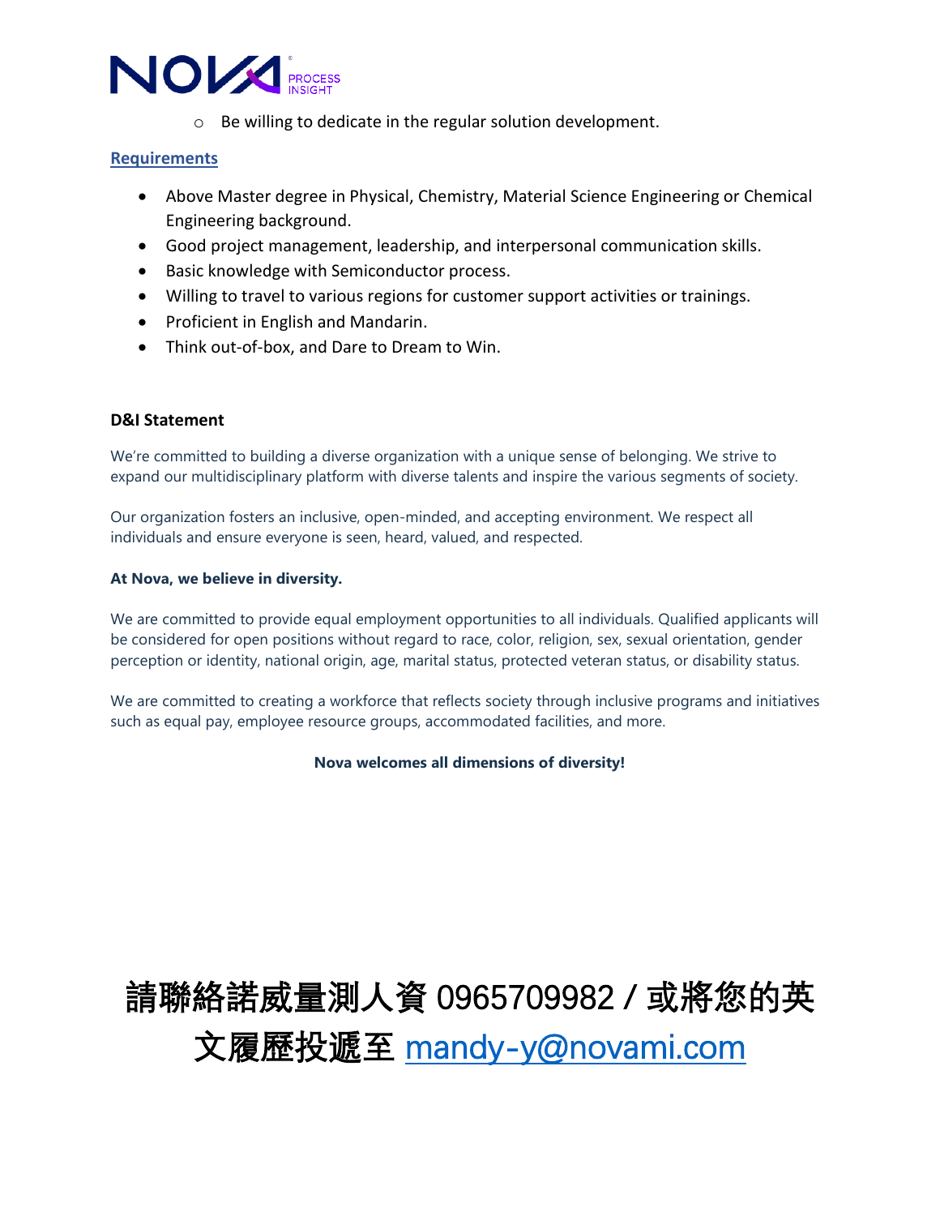- Be willing to dedicate in the regular solution development.

**Requirements**

- Above Master degree in Physical, Chemistry, Material Science Engineering or Chemical Engineering background.
- Good project management, leadership, and interpersonal communication skills.
- Basic knowledge with Semiconductor process.
- Willing to travel to various regions for customer support activities or trainings.
- Proficient in English and Mandarin.
- Think out-of-box, and Dare to Dream to Win.

**D&I Statement**

We're committed to building a diverse organization with a unique sense of belonging. We strive to expand our multidisciplinary platform with diverse talents and inspire the various segments of society.

Our organization fosters an inclusive, open-minded, and accepting environment. We respect all individuals and ensure everyone is seen, heard, valued, and respected.

**At Nova, we believe in diversity.**

We are committed to provide equal employment opportunities to all individuals. Qualified applicants will be considered for open positions without regard to race, color, religion, sex, sexual orientation, gender perception or identity, national origin, age, marital status, protected veteran status, or disability status.

We are committed to creating a workforce that reflects society through inclusive programs and initiatives such as equal pay, employee resource groups, accommodated facilities, and more.

**Nova welcomes all dimensions of diversity!**

# 請聯絡諾威量測人資 0965709982 / 或將您的英文履歷投遞至 mandy-y@novami.com